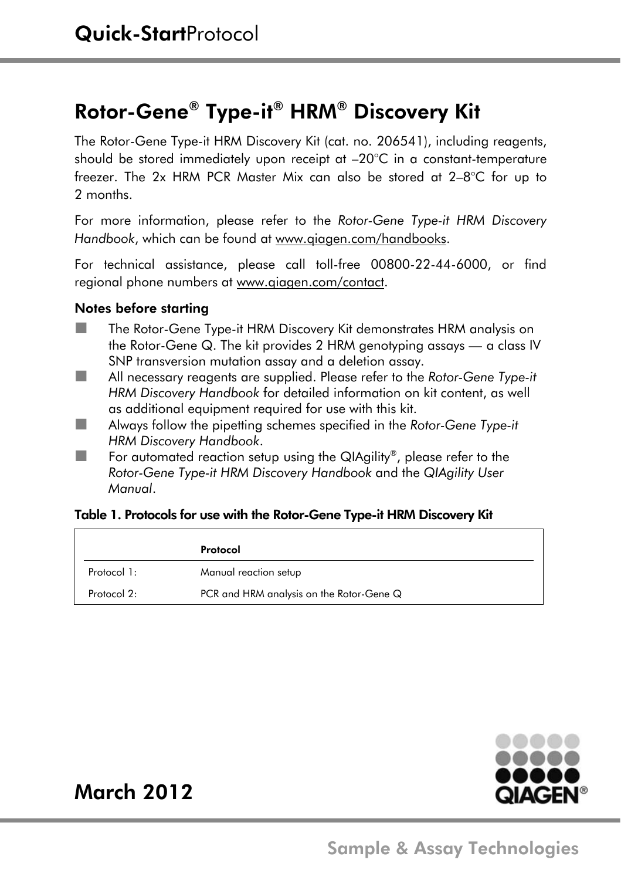# Quick-Start Protocol

## Rotor-Gene® Type-it® HRM® Discovery Kit

The Rotor-Gene Type-it HRM Discovery Kit (cat. no. 206541), including reagents, should be stored immediately upon receipt at –20°C in a constant-temperature freezer. The 2x HRM PCR Master Mix can also be stored at 2–8°C for up to 2 months.

For more information, please refer to the *Rotor-Gene Type-it HRM Discovery Handbook*, which can be found at www.qiagen.com/handbooks.

For technical assistance, please call toll-free 00800-22-44-6000, or find regional phone numbers at www.qiagen.com/contact.

### Notes before starting

- The Rotor-Gene Type-it HRM Discovery Kit demonstrates HRM analysis on the Rotor-Gene Q. The kit provides 2 HRM genotyping assays — a class IV SNP transversion mutation assay and a deletion assay.
- All necessary reagents are supplied. Please refer to the *Rotor-Gene Type-it HRM Discovery Handbook* for detailed information on kit content, as well as additional equipment required for use with this kit.
- Always follow the pipetting schemes specified in the *Rotor-Gene Type-it HRM Discovery Handbook*.
- For automated reaction setup using the QIAgility®, please refer to the *Rotor-Gene Type-it HRM Discovery Handbook* and the *QIAgility User Manual*.

**Table 1. Protocols for use with the Rotor-Gene Type-it HRM Discovery Kit**

| | Protocol |
|---|---|
| Protocol 1: | Manual reaction setup |
| Protocol 2: | PCR and HRM analysis on the Rotor-Gene Q |

March 2012

Sample & Assay Technologies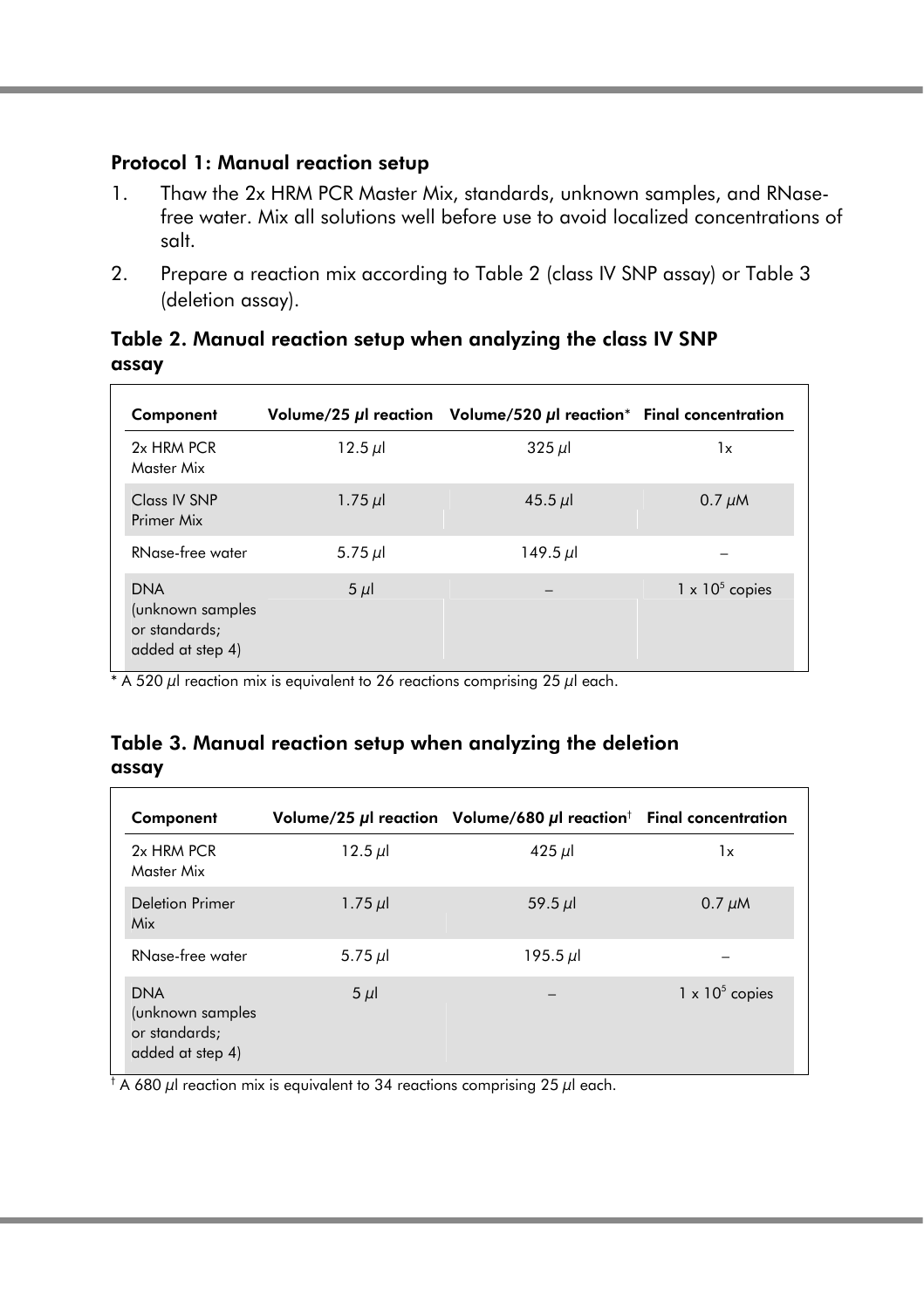### Protocol 1: Manual reaction setup

1. Thaw the 2x HRM PCR Master Mix, standards, unknown samples, and RNase-free water. Mix all solutions well before use to avoid localized concentrations of salt.
2. Prepare a reaction mix according to Table 2 (class IV SNP assay) or Table 3 (deletion assay).

**Table 2. Manual reaction setup when analyzing the class IV SNP assay**

| Component | Volume/25 µl reaction | Volume/520 µl reaction* | Final concentration |
|---|---|---|---|
| 2x HRM PCR Master Mix | 12.5 µl | 325 µl | 1x |
| Class IV SNP Primer Mix | 1.75 µl | 45.5 µl | 0.7 µM |
| RNase-free water | 5.75 µl | 149.5 µl | – |
| DNA (unknown samples or standards; added at step 4) | 5 µl | – | $1 \times 10^5$ copies |

* A 520 µl reaction mix is equivalent to 26 reactions comprising 25 µl each.

**Table 3. Manual reaction setup when analyzing the deletion assay**

| Component | Volume/25 µl reaction | Volume/680 µl reaction† | Final concentration |
|---|---|---|---|
| 2x HRM PCR Master Mix | 12.5 µl | 425 µl | 1x |
| Deletion Primer Mix | 1.75 µl | 59.5 µl | 0.7 µM |
| RNase-free water | 5.75 µl | 195.5 µl | – |
| DNA (unknown samples or standards; added at step 4) | 5 µl | – | $1 \times 10^5$ copies |

† A 680 µl reaction mix is equivalent to 34 reactions comprising 25 µl each.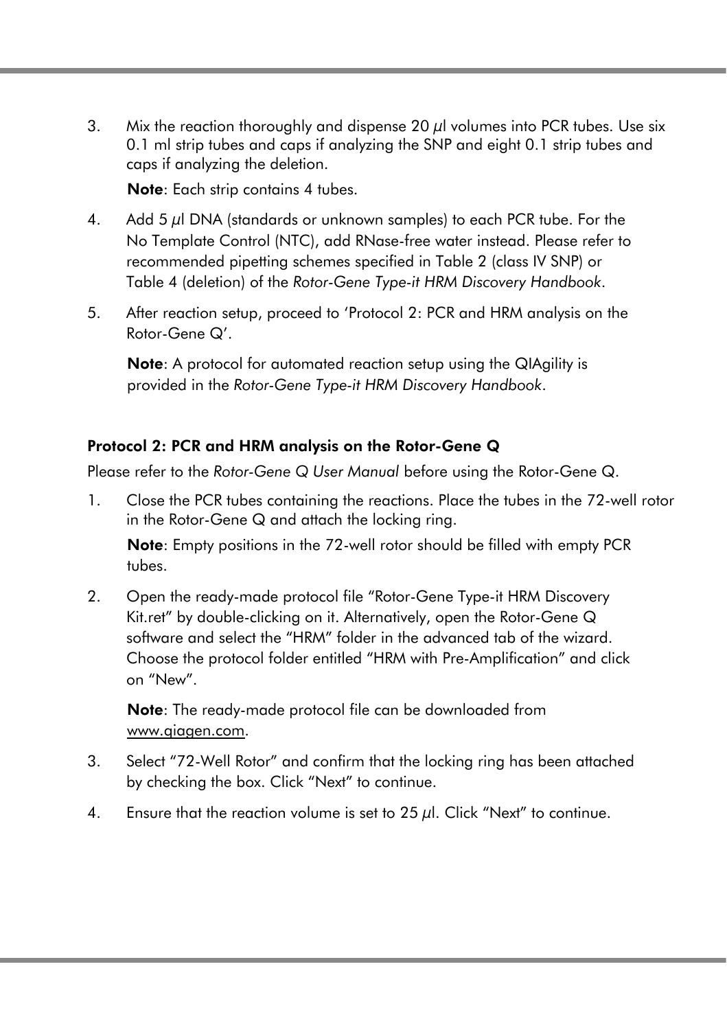3. Mix the reaction thoroughly and dispense 20 µl volumes into PCR tubes. Use six 0.1 ml strip tubes and caps if analyzing the SNP and eight 0.1 strip tubes and caps if analyzing the deletion.

   **Note**: Each strip contains 4 tubes.

4. Add 5 µl DNA (standards or unknown samples) to each PCR tube. For the No Template Control (NTC), add RNase-free water instead. Please refer to recommended pipetting schemes specified in Table 2 (class IV SNP) or Table 4 (deletion) of the *Rotor-Gene Type-it HRM Discovery Handbook*.

5. After reaction setup, proceed to 'Protocol 2: PCR and HRM analysis on the Rotor-Gene Q'.

   **Note**: A protocol for automated reaction setup using the QIAgility is provided in the *Rotor-Gene Type-it HRM Discovery Handbook*.

### Protocol 2: PCR and HRM analysis on the Rotor-Gene Q

Please refer to the *Rotor-Gene Q User Manual* before using the Rotor-Gene Q.

1. Close the PCR tubes containing the reactions. Place the tubes in the 72-well rotor in the Rotor-Gene Q and attach the locking ring.

   **Note**: Empty positions in the 72-well rotor should be filled with empty PCR tubes.

2. Open the ready-made protocol file "Rotor-Gene Type-it HRM Discovery Kit.ret" by double-clicking on it. Alternatively, open the Rotor-Gene Q software and select the "HRM" folder in the advanced tab of the wizard. Choose the protocol folder entitled "HRM with Pre-Amplification" and click on "New".

   **Note**: The ready-made protocol file can be downloaded from www.qiagen.com.

3. Select "72-Well Rotor" and confirm that the locking ring has been attached by checking the box. Click "Next" to continue.

4. Ensure that the reaction volume is set to 25 µl. Click "Next" to continue.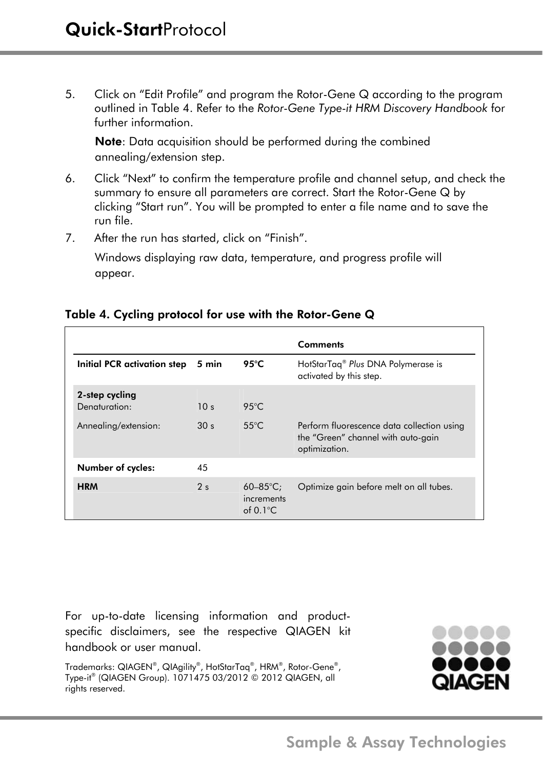5. Click on “Edit Profile” and program the Rotor-Gene Q according to the program outlined in Table 4. Refer to the *Rotor-Gene Type-it HRM Discovery Handbook* for further information.

   **Note**: Data acquisition should be performed during the combined annealing/extension step.

6. Click “Next” to confirm the temperature profile and channel setup, and check the summary to ensure all parameters are correct. Start the Rotor-Gene Q by clicking “Start run”. You will be prompted to enter a file name and to save the run file.

7. After the run has started, click on “Finish”.

   Windows displaying raw data, temperature, and progress profile will appear.

**Table 4. Cycling protocol for use with the Rotor-Gene Q**

| | | | Comments |
|---|---|---|---|
| **Initial PCR activation step** | **5 min** | **95°C** | HotStarTaq® *Plus* DNA Polymerase is activated by this step. |
| **2-step cycling** | | | |
| Denaturation: | 10 s | 95°C | |
| Annealing/extension: | 30 s | 55°C | Perform fluorescence data collection using the “Green” channel with auto-gain optimization. |
| **Number of cycles:** | 45 | | |
| **HRM** | 2 s | 60–85°C; increments of 0.1°C | Optimize gain before melt on all tubes. |

For up-to-date licensing information and product-specific disclaimers, see the respective QIAGEN kit handbook or user manual.

Trademarks: QIAGEN®, QIAgility®, HotStarTaq®, HRM®, Rotor-Gene®, Type-it® (QIAGEN Group). 1071475 03/2012 © 2012 QIAGEN, all rights reserved.